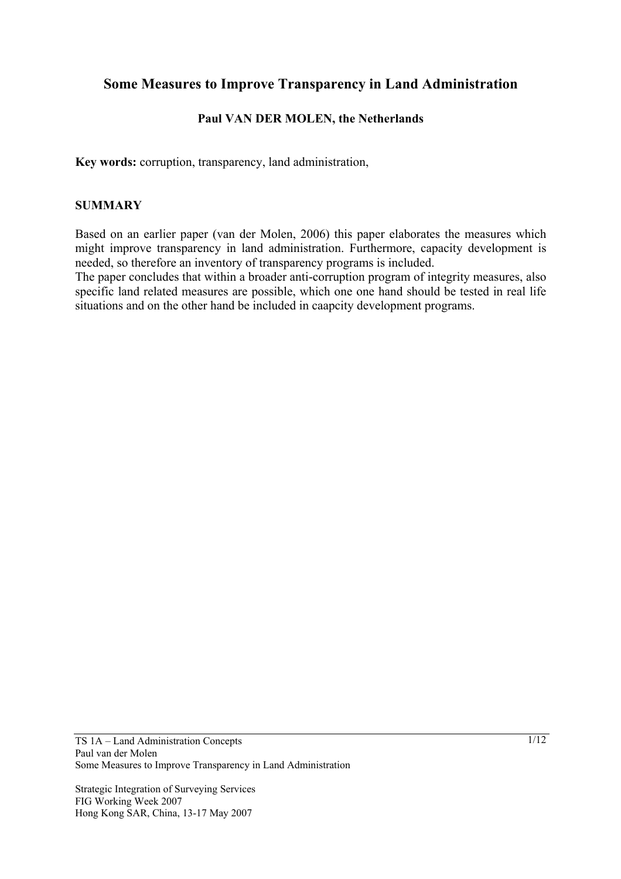# Some Measures to Improve Transparency in Land Administration

**Paul VAN DER MOLEN, the Netherlands**

**Key words:** corruption, transparency, land administration,

## SUMMARY

Based on an earlier paper (van der Molen, 2006) this paper elaborates the measures which might improve transparency in land administration. Furthermore, capacity development is needed, so therefore an inventory of transparency programs is included.
The paper concludes that within a broader anti-corruption program of integrity measures, also specific land related measures are possible, which one one hand should be tested in real life situations and on the other hand be included in caapcity development programs.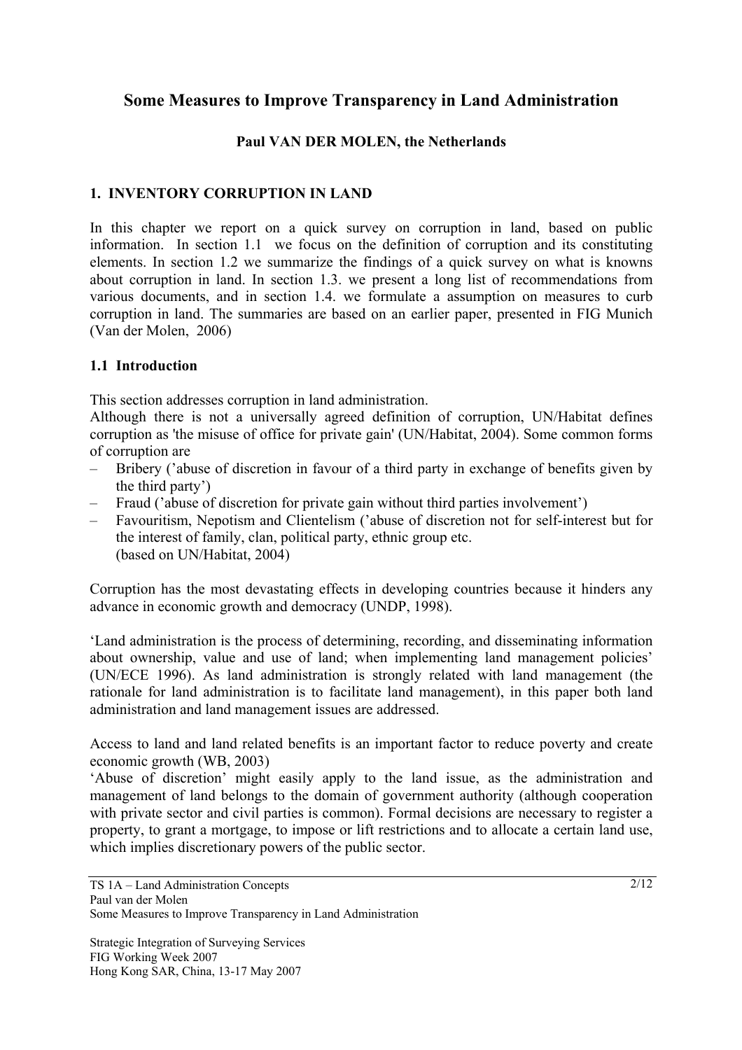# Some Measures to Improve Transparency in Land Administration

**Paul VAN DER MOLEN, the Netherlands**

## 1. INVENTORY CORRUPTION IN LAND

In this chapter we report on a quick survey on corruption in land, based on public information. In section 1.1 we focus on the definition of corruption and its constituting elements. In section 1.2 we summarize the findings of a quick survey on what is knowns about corruption in land. In section 1.3. we present a long list of recommendations from various documents, and in section 1.4. we formulate a assumption on measures to curb corruption in land. The summaries are based on an earlier paper, presented in FIG Munich (Van der Molen, 2006)

### 1.1 Introduction

This section addresses corruption in land administration.

Although there is not a universally agreed definition of corruption, UN/Habitat defines corruption as 'the misuse of office for private gain' (UN/Habitat, 2004). Some common forms of corruption are

- Bribery ('abuse of discretion in favour of a third party in exchange of benefits given by the third party')
- Fraud ('abuse of discretion for private gain without third parties involvement')
- Favouritism, Nepotism and Clientelism ('abuse of discretion not for self-interest but for the interest of family, clan, political party, ethnic group etc.
  (based on UN/Habitat, 2004)

Corruption has the most devastating effects in developing countries because it hinders any advance in economic growth and democracy (UNDP, 1998).

'Land administration is the process of determining, recording, and disseminating information about ownership, value and use of land; when implementing land management policies' (UN/ECE 1996). As land administration is strongly related with land management (the rationale for land administration is to facilitate land management), in this paper both land administration and land management issues are addressed.

Access to land and land related benefits is an important factor to reduce poverty and create economic growth (WB, 2003)

'Abuse of discretion' might easily apply to the land issue, as the administration and management of land belongs to the domain of government authority (although cooperation with private sector and civil parties is common). Formal decisions are necessary to register a property, to grant a mortgage, to impose or lift restrictions and to allocate a certain land use, which implies discretionary powers of the public sector.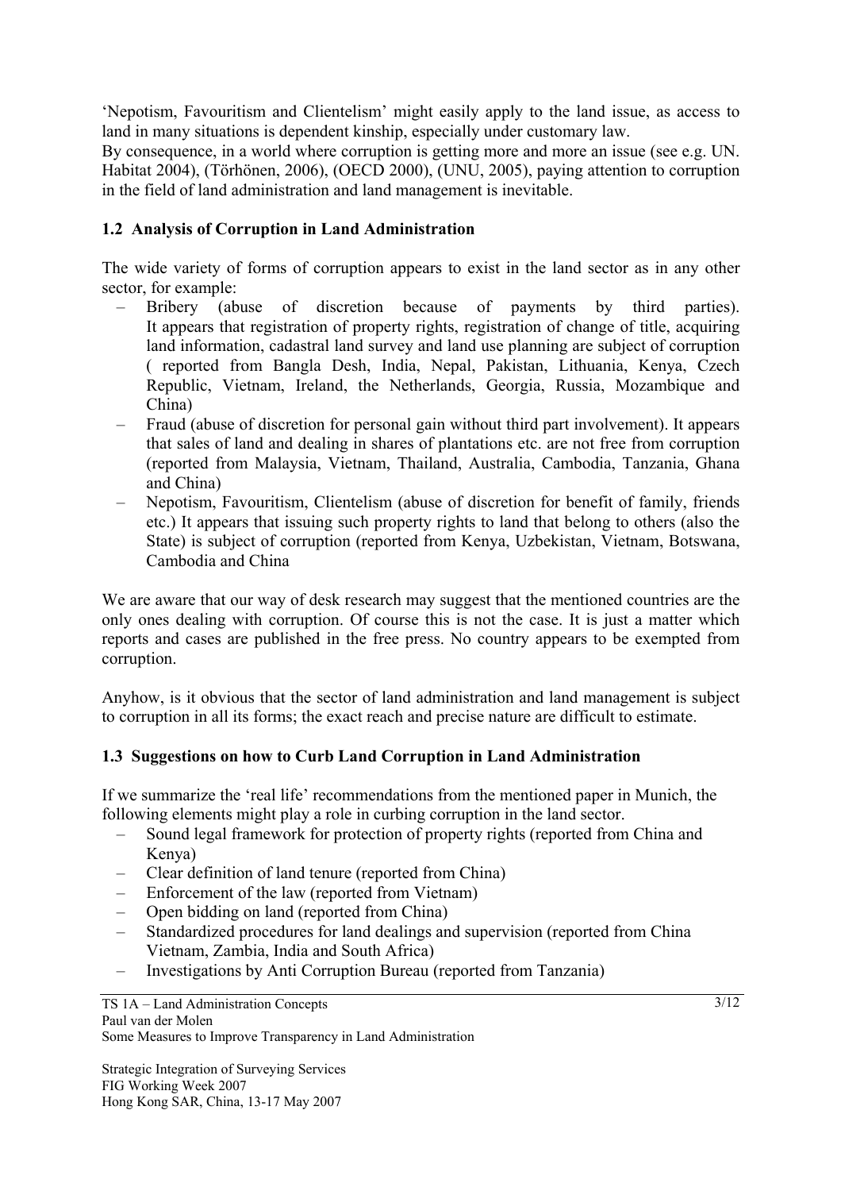‘Nepotism, Favouritism and Clientelism’ might easily apply to the land issue, as access to land in many situations is dependent kinship, especially under customary law.
By consequence, in a world where corruption is getting more and more an issue (see e.g. UN. Habitat 2004), (Törhönen, 2006), (OECD 2000), (UNU, 2005), paying attention to corruption in the field of land administration and land management is inevitable.

### 1.2 Analysis of Corruption in Land Administration

The wide variety of forms of corruption appears to exist in the land sector as in any other sector, for example:

- Bribery (abuse of discretion because of payments by third parties). It appears that registration of property rights, registration of change of title, acquiring land information, cadastral land survey and land use planning are subject of corruption ( reported from Bangla Desh, India, Nepal, Pakistan, Lithuania, Kenya, Czech Republic, Vietnam, Ireland, the Netherlands, Georgia, Russia, Mozambique and China)
- Fraud (abuse of discretion for personal gain without third part involvement). It appears that sales of land and dealing in shares of plantations etc. are not free from corruption (reported from Malaysia, Vietnam, Thailand, Australia, Cambodia, Tanzania, Ghana and China)
- Nepotism, Favouritism, Clientelism (abuse of discretion for benefit of family, friends etc.) It appears that issuing such property rights to land that belong to others (also the State) is subject of corruption (reported from Kenya, Uzbekistan, Vietnam, Botswana, Cambodia and China

We are aware that our way of desk research may suggest that the mentioned countries are the only ones dealing with corruption. Of course this is not the case. It is just a matter which reports and cases are published in the free press. No country appears to be exempted from corruption.

Anyhow, is it obvious that the sector of land administration and land management is subject to corruption in all its forms; the exact reach and precise nature are difficult to estimate.

### 1.3 Suggestions on how to Curb Land Corruption in Land Administration

If we summarize the ‘real life’ recommendations from the mentioned paper in Munich, the following elements might play a role in curbing corruption in the land sector.

- Sound legal framework for protection of property rights (reported from China and Kenya)
- Clear definition of land tenure (reported from China)
- Enforcement of the law (reported from Vietnam)
- Open bidding on land (reported from China)
- Standardized procedures for land dealings and supervision (reported from China Vietnam, Zambia, India and South Africa)
- Investigations by Anti Corruption Bureau (reported from Tanzania)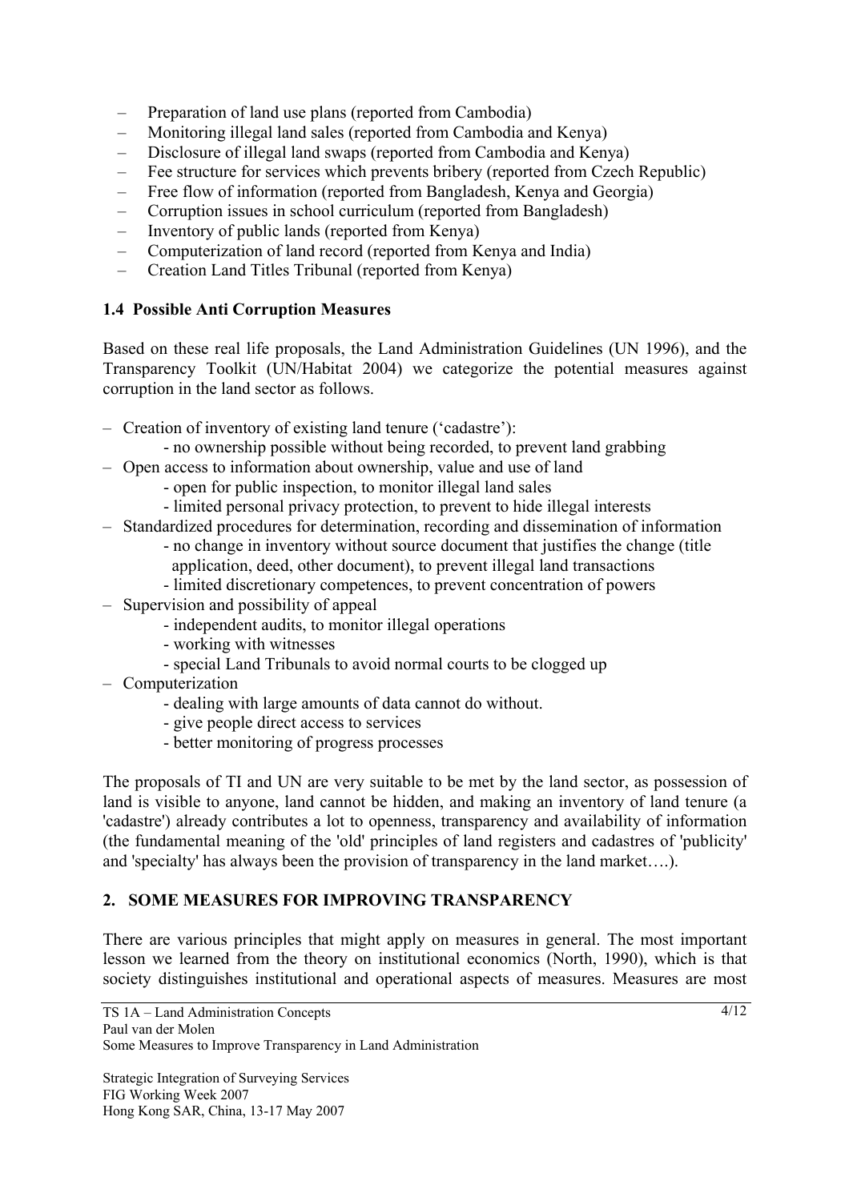- Preparation of land use plans (reported from Cambodia)
- Monitoring illegal land sales (reported from Cambodia and Kenya)
- Disclosure of illegal land swaps (reported from Cambodia and Kenya)
- Fee structure for services which prevents bribery (reported from Czech Republic)
- Free flow of information (reported from Bangladesh, Kenya and Georgia)
- Corruption issues in school curriculum (reported from Bangladesh)
- Inventory of public lands (reported from Kenya)
- Computerization of land record (reported from Kenya and India)
- Creation Land Titles Tribunal (reported from Kenya)

### 1.4 Possible Anti Corruption Measures

Based on these real life proposals, the Land Administration Guidelines (UN 1996), and the Transparency Toolkit (UN/Habitat 2004) we categorize the potential measures against corruption in the land sector as follows.

- Creation of inventory of existing land tenure ('cadastre'):
  - no ownership possible without being recorded, to prevent land grabbing
- Open access to information about ownership, value and use of land
  - open for public inspection, to monitor illegal land sales
  - limited personal privacy protection, to prevent to hide illegal interests
- Standardized procedures for determination, recording and dissemination of information
  - no change in inventory without source document that justifies the change (title application, deed, other document), to prevent illegal land transactions
  - limited discretionary competences, to prevent concentration of powers
- Supervision and possibility of appeal
  - independent audits, to monitor illegal operations
  - working with witnesses
  - special Land Tribunals to avoid normal courts to be clogged up
- Computerization
  - dealing with large amounts of data cannot do without.
  - give people direct access to services
  - better monitoring of progress processes

The proposals of TI and UN are very suitable to be met by the land sector, as possession of land is visible to anyone, land cannot be hidden, and making an inventory of land tenure (a 'cadastre') already contributes a lot to openness, transparency and availability of information (the fundamental meaning of the 'old' principles of land registers and cadastres of 'publicity' and 'specialty' has always been the provision of transparency in the land market….).

## 2. SOME MEASURES FOR IMPROVING TRANSPARENCY

There are various principles that might apply on measures in general. The most important lesson we learned from the theory on institutional economics (North, 1990), which is that society distinguishes institutional and operational aspects of measures. Measures are most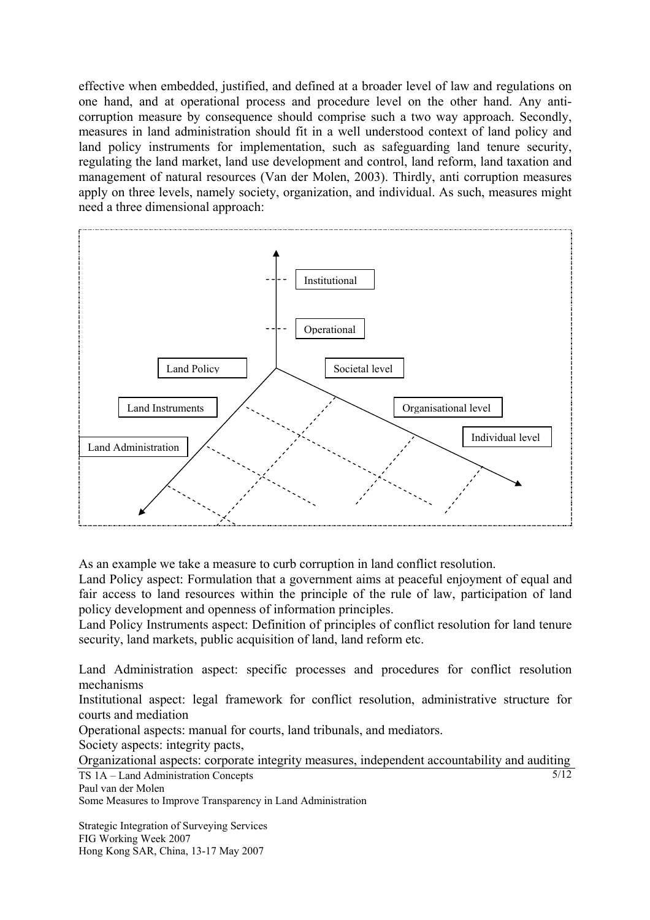effective when embedded, justified, and defined at a broader level of law and regulations on one hand, and at operational process and procedure level on the other hand. Any anti-corruption measure by consequence should comprise such a two way approach. Secondly, measures in land administration should fit in a well understood context of land policy and land policy instruments for implementation, such as safeguarding land tenure security, regulating the land market, land use development and control, land reform, land taxation and management of natural resources (Van der Molen, 2003). Thirdly, anti corruption measures apply on three levels, namely society, organization, and individual. As such, measures might need a three dimensional approach:

Institutional

Operational

Land Policy

Societal level

Land Instruments

Organisational level

Individual level

Land Administration

As an example we take a measure to curb corruption in land conflict resolution.

Land Policy aspect: Formulation that a government aims at peaceful enjoyment of equal and fair access to land resources within the principle of the rule of law, participation of land policy development and openness of information principles.

Land Policy Instruments aspect: Definition of principles of conflict resolution for land tenure security, land markets, public acquisition of land, land reform etc.

Land Administration aspect: specific processes and procedures for conflict resolution mechanisms

Institutional aspect: legal framework for conflict resolution, administrative structure for courts and mediation

Operational aspects: manual for courts, land tribunals, and mediators.

Society aspects: integrity pacts,

Organizational aspects: corporate integrity measures, independent accountability and auditing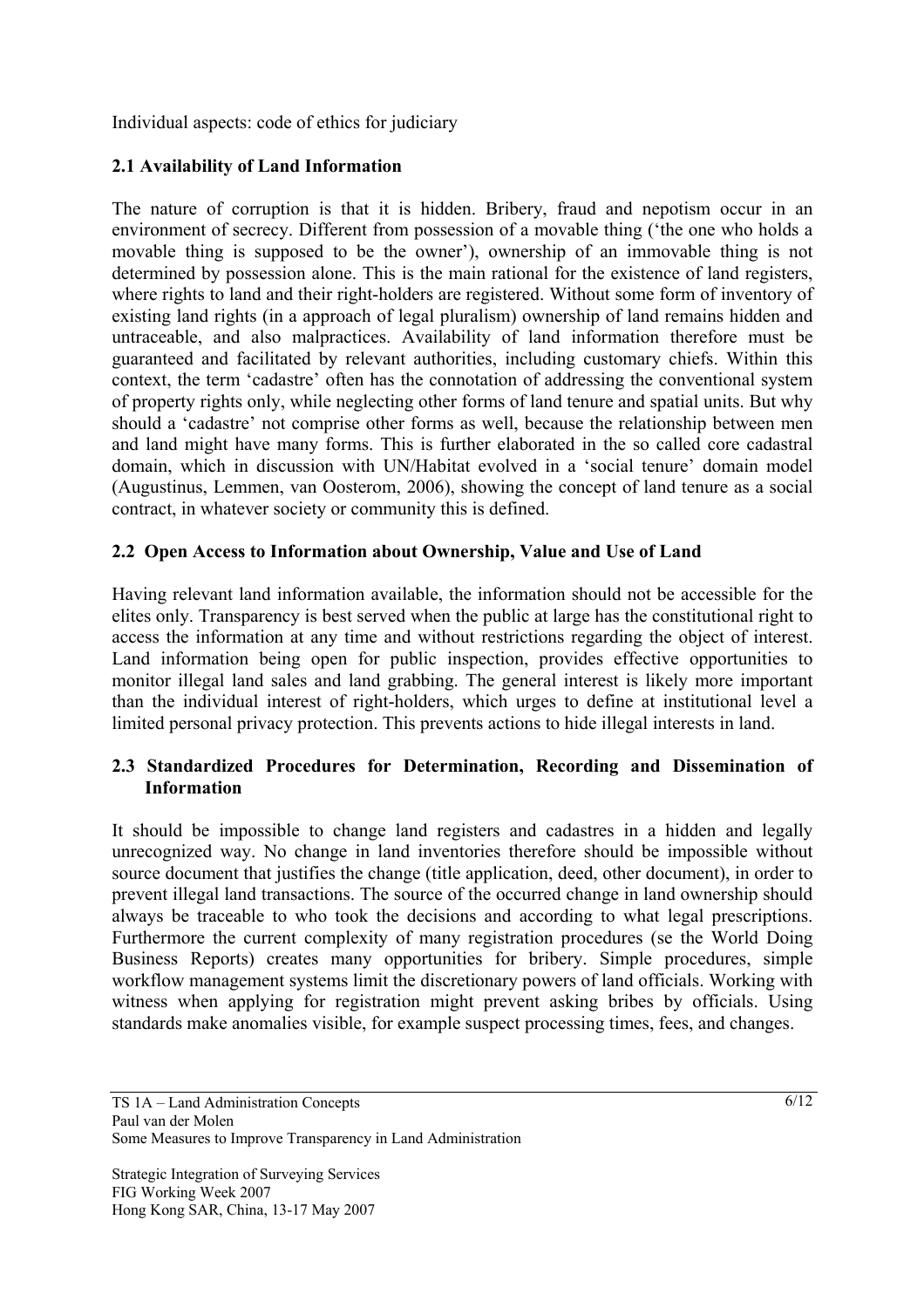Individual aspects: code of ethics for judiciary

### 2.1 Availability of Land Information

The nature of corruption is that it is hidden. Bribery, fraud and nepotism occur in an environment of secrecy. Different from possession of a movable thing ('the one who holds a movable thing is supposed to be the owner'), ownership of an immovable thing is not determined by possession alone. This is the main rational for the existence of land registers, where rights to land and their right-holders are registered. Without some form of inventory of existing land rights (in a approach of legal pluralism) ownership of land remains hidden and untraceable, and also malpractices. Availability of land information therefore must be guaranteed and facilitated by relevant authorities, including customary chiefs. Within this context, the term 'cadastre' often has the connotation of addressing the conventional system of property rights only, while neglecting other forms of land tenure and spatial units. But why should a 'cadastre' not comprise other forms as well, because the relationship between men and land might have many forms. This is further elaborated in the so called core cadastral domain, which in discussion with UN/Habitat evolved in a 'social tenure' domain model (Augustinus, Lemmen, van Oosterom, 2006), showing the concept of land tenure as a social contract, in whatever society or community this is defined.

### 2.2 Open Access to Information about Ownership, Value and Use of Land

Having relevant land information available, the information should not be accessible for the elites only. Transparency is best served when the public at large has the constitutional right to access the information at any time and without restrictions regarding the object of interest. Land information being open for public inspection, provides effective opportunities to monitor illegal land sales and land grabbing. The general interest is likely more important than the individual interest of right-holders, which urges to define at institutional level a limited personal privacy protection. This prevents actions to hide illegal interests in land.

### 2.3 Standardized Procedures for Determination, Recording and Dissemination of Information

It should be impossible to change land registers and cadastres in a hidden and legally unrecognized way. No change in land inventories therefore should be impossible without source document that justifies the change (title application, deed, other document), in order to prevent illegal land transactions. The source of the occurred change in land ownership should always be traceable to who took the decisions and according to what legal prescriptions. Furthermore the current complexity of many registration procedures (se the World Doing Business Reports) creates many opportunities for bribery. Simple procedures, simple workflow management systems limit the discretionary powers of land officials. Working with witness when applying for registration might prevent asking bribes by officials. Using standards make anomalies visible, for example suspect processing times, fees, and changes.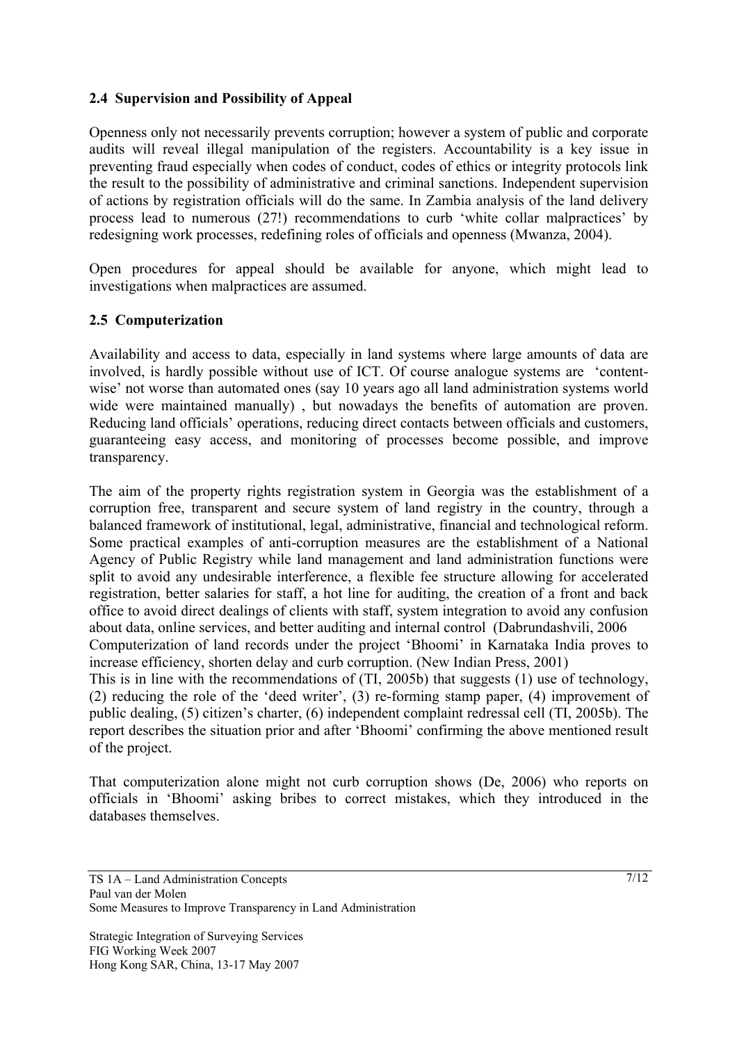## 2.4 Supervision and Possibility of Appeal

Openness only not necessarily prevents corruption; however a system of public and corporate audits will reveal illegal manipulation of the registers. Accountability is a key issue in preventing fraud especially when codes of conduct, codes of ethics or integrity protocols link the result to the possibility of administrative and criminal sanctions. Independent supervision of actions by registration officials will do the same. In Zambia analysis of the land delivery process lead to numerous (27!) recommendations to curb 'white collar malpractices' by redesigning work processes, redefining roles of officials and openness (Mwanza, 2004).

Open procedures for appeal should be available for anyone, which might lead to investigations when malpractices are assumed.

## 2.5 Computerization

Availability and access to data, especially in land systems where large amounts of data are involved, is hardly possible without use of ICT. Of course analogue systems are 'content-wise' not worse than automated ones (say 10 years ago all land administration systems world wide were maintained manually) , but nowadays the benefits of automation are proven. Reducing land officials' operations, reducing direct contacts between officials and customers, guaranteeing easy access, and monitoring of processes become possible, and improve transparency.

The aim of the property rights registration system in Georgia was the establishment of a corruption free, transparent and secure system of land registry in the country, through a balanced framework of institutional, legal, administrative, financial and technological reform. Some practical examples of anti-corruption measures are the establishment of a National Agency of Public Registry while land management and land administration functions were split to avoid any undesirable interference, a flexible fee structure allowing for accelerated registration, better salaries for staff, a hot line for auditing, the creation of a front and back office to avoid direct dealings of clients with staff, system integration to avoid any confusion about data, online services, and better auditing and internal control (Dabrundashvili, 2006
Computerization of land records under the project 'Bhoomi' in Karnataka India proves to increase efficiency, shorten delay and curb corruption. (New Indian Press, 2001)
This is in line with the recommendations of (TI, 2005b) that suggests (1) use of technology, (2) reducing the role of the 'deed writer', (3) re-forming stamp paper, (4) improvement of public dealing, (5) citizen's charter, (6) independent complaint redressal cell (TI, 2005b). The report describes the situation prior and after 'Bhoomi' confirming the above mentioned result of the project.

That computerization alone might not curb corruption shows (De, 2006) who reports on officials in 'Bhoomi' asking bribes to correct mistakes, which they introduced in the databases themselves.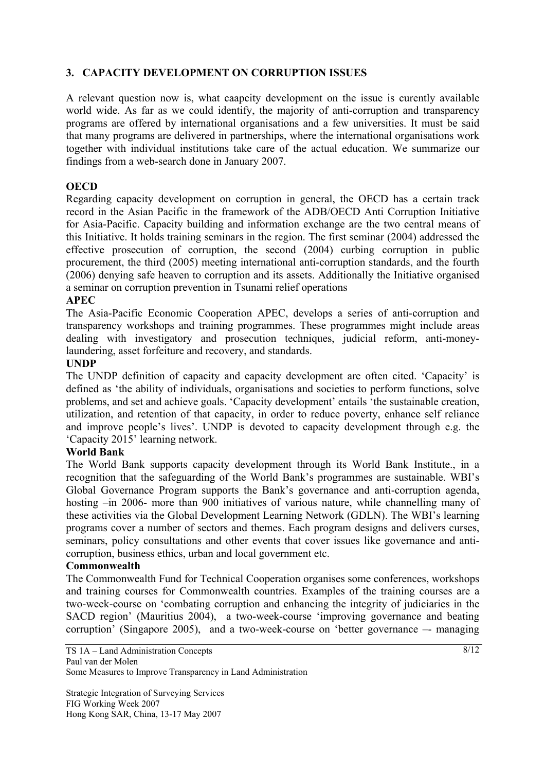## 3. CAPACITY DEVELOPMENT ON CORRUPTION ISSUES

A relevant question now is, what caapcity development on the issue is curently available world wide. As far as we could identify, the majority of anti-corruption and transparency programs are offered by international organisations and a few universities. It must be said that many programs are delivered in partnerships, where the international organisations work together with individual institutions take care of the actual education. We summarize our findings from a web-search done in January 2007.

**OECD**

Regarding capacity development on corruption in general, the OECD has a certain track record in the Asian Pacific in the framework of the ADB/OECD Anti Corruption Initiative for Asia-Pacific. Capacity building and information exchange are the two central means of this Initiative. It holds training seminars in the region. The first seminar (2004) addressed the effective prosecution of corruption, the second (2004) curbing corruption in public procurement, the third (2005) meeting international anti-corruption standards, and the fourth (2006) denying safe heaven to corruption and its assets. Additionally the Initiative organised a seminar on corruption prevention in Tsunami relief operations

**APEC**

The Asia-Pacific Economic Cooperation APEC, develops a series of anti-corruption and transparency workshops and training programmes. These programmes might include areas dealing with investigatory and prosecution techniques, judicial reform, anti-money-laundering, asset forfeiture and recovery, and standards.

**UNDP**

The UNDP definition of capacity and capacity development are often cited. 'Capacity' is defined as 'the ability of individuals, organisations and societies to perform functions, solve problems, and set and achieve goals. 'Capacity development' entails 'the sustainable creation, utilization, and retention of that capacity, in order to reduce poverty, enhance self reliance and improve people's lives'. UNDP is devoted to capacity development through e.g. the 'Capacity 2015' learning network.

**World Bank**

The World Bank supports capacity development through its World Bank Institute., in a recognition that the safeguarding of the World Bank's programmes are sustainable. WBI's Global Governance Program supports the Bank's governance and anti-corruption agenda, hosting –in 2006- more than 900 initiatives of various nature, while channelling many of these activities via the Global Development Learning Network (GDLN). The WBI's learning programs cover a number of sectors and themes. Each program designs and delivers curses, seminars, policy consultations and other events that cover issues like governance and anti-corruption, business ethics, urban and local government etc.

**Commonwealth**

The Commonwealth Fund for Technical Cooperation organises some conferences, workshops and training courses for Commonwealth countries. Examples of the training courses are a two-week-course on 'combating corruption and enhancing the integrity of judiciaries in the SACD region' (Mauritius 2004), a two-week-course 'improving governance and beating corruption' (Singapore 2005), and a two-week-course on 'better governance –- managing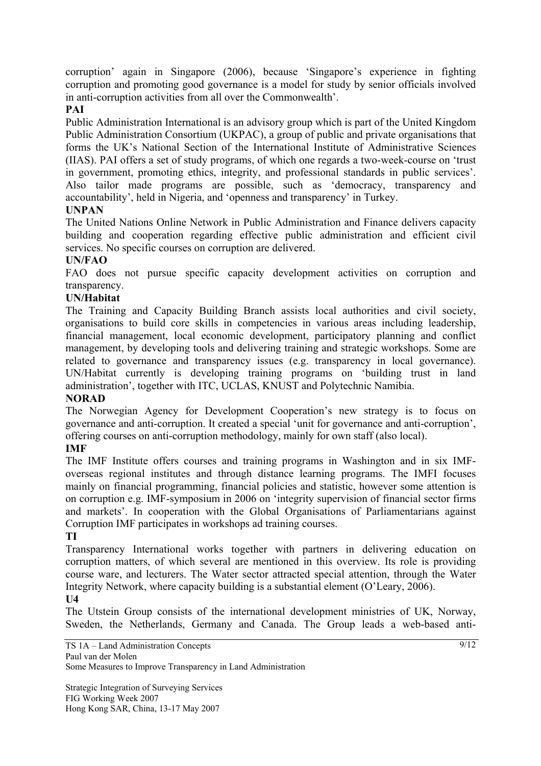corruption' again in Singapore (2006), because 'Singapore's experience in fighting corruption and promoting good governance is a model for study by senior officials involved in anti-corruption activities from all over the Commonwealth'.

**PAI**

Public Administration International is an advisory group which is part of the United Kingdom Public Administration Consortium (UKPAC), a group of public and private organisations that forms the UK's National Section of the International Institute of Administrative Sciences (IIAS). PAI offers a set of study programs, of which one regards a two-week-course on 'trust in government, promoting ethics, integrity, and professional standards in public services'. Also tailor made programs are possible, such as 'democracy, transparency and accountability', held in Nigeria, and 'openness and transparency' in Turkey.

**UNPAN**

The United Nations Online Network in Public Administration and Finance delivers capacity building and cooperation regarding effective public administration and efficient civil services. No specific courses on corruption are delivered.

**UN/FAO**

FAO does not pursue specific capacity development activities on corruption and transparency.

**UN/Habitat**

The Training and Capacity Building Branch assists local authorities and civil society, organisations to build core skills in competencies in various areas including leadership, financial management, local economic development, participatory planning and conflict management, by developing tools and delivering training and strategic workshops. Some are related to governance and transparency issues (e.g. transparency in local governance). UN/Habitat currently is developing training programs on 'building trust in land administration', together with ITC, UCLAS, KNUST and Polytechnic Namibia.

**NORAD**

The Norwegian Agency for Development Cooperation's new strategy is to focus on governance and anti-corruption. It created a special 'unit for governance and anti-corruption', offering courses on anti-corruption methodology, mainly for own staff (also local).

**IMF**

The IMF Institute offers courses and training programs in Washington and in six IMF-overseas regional institutes and through distance learning programs. The IMFI focuses mainly on financial programming, financial policies and statistic, however some attention is on corruption e.g. IMF-symposium in 2006 on 'integrity supervision of financial sector firms and markets'. In cooperation with the Global Organisations of Parliamentarians against Corruption IMF participates in workshops ad training courses.

**TI**

Transparency International works together with partners in delivering education on corruption matters, of which several are mentioned in this overview. Its role is providing course ware, and lecturers. The Water sector attracted special attention, through the Water Integrity Network, where capacity building is a substantial element (O'Leary, 2006).

**U4**

The Utstein Group consists of the international development ministries of UK, Norway, Sweden, the Netherlands, Germany and Canada. The Group leads a web-based anti-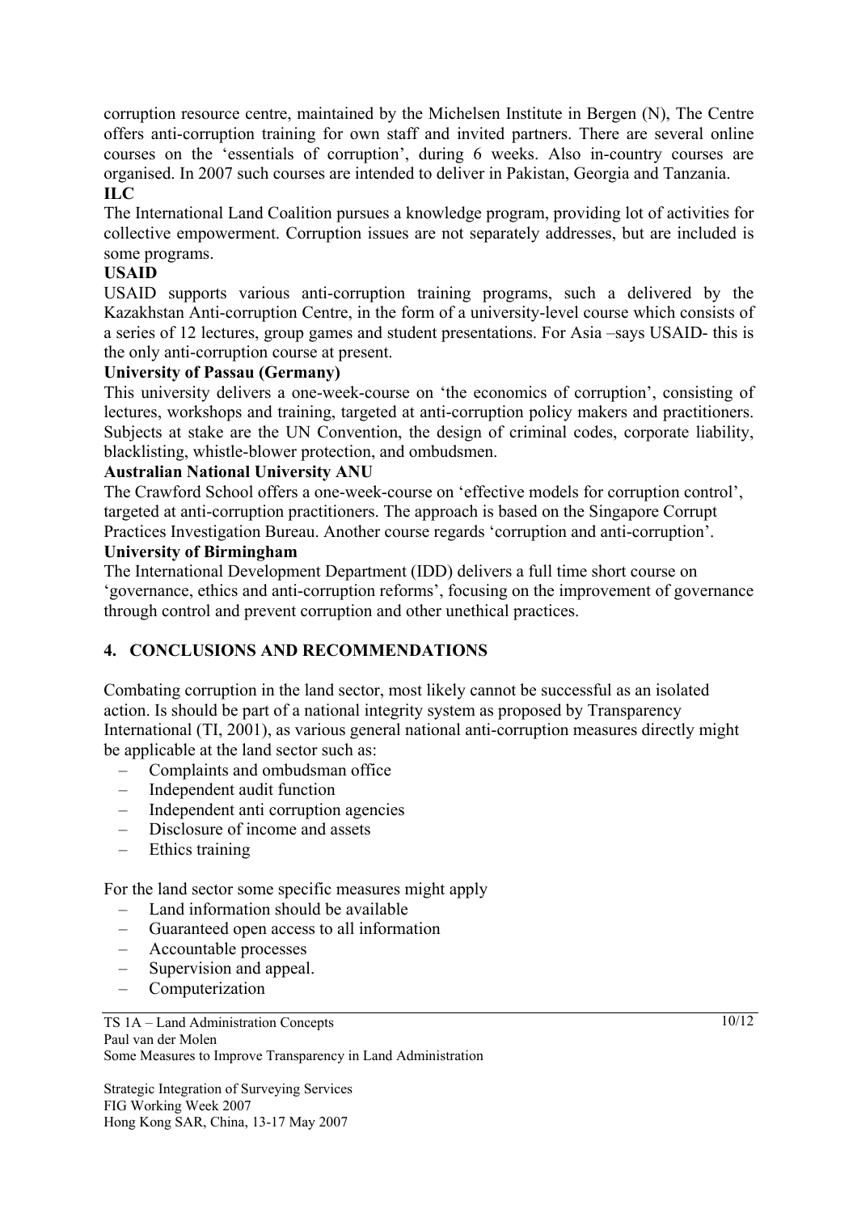corruption resource centre, maintained by the Michelsen Institute in Bergen (N), The Centre offers anti-corruption training for own staff and invited partners. There are several online courses on the 'essentials of corruption', during 6 weeks. Also in-country courses are organised. In 2007 such courses are intended to deliver in Pakistan, Georgia and Tanzania.

**ILC**

The International Land Coalition pursues a knowledge program, providing lot of activities for collective empowerment. Corruption issues are not separately addresses, but are included is some programs.

**USAID**

USAID supports various anti-corruption training programs, such a delivered by the Kazakhstan Anti-corruption Centre, in the form of a university-level course which consists of a series of 12 lectures, group games and student presentations. For Asia –says USAID- this is the only anti-corruption course at present.

**University of Passau (Germany)**

This university delivers a one-week-course on 'the economics of corruption', consisting of lectures, workshops and training, targeted at anti-corruption policy makers and practitioners. Subjects at stake are the UN Convention, the design of criminal codes, corporate liability, blacklisting, whistle-blower protection, and ombudsmen.

**Australian National University ANU**

The Crawford School offers a one-week-course on 'effective models for corruption control', targeted at anti-corruption practitioners. The approach is based on the Singapore Corrupt Practices Investigation Bureau. Another course regards 'corruption and anti-corruption'.

**University of Birmingham**

The International Development Department (IDD) delivers a full time short course on 'governance, ethics and anti-corruption reforms', focusing on the improvement of governance through control and prevent corruption and other unethical practices.

## 4. CONCLUSIONS AND RECOMMENDATIONS

Combating corruption in the land sector, most likely cannot be successful as an isolated action. Is should be part of a national integrity system as proposed by Transparency International (TI, 2001), as various general national anti-corruption measures directly might be applicable at the land sector such as:

- Complaints and ombudsman office
- Independent audit function
- Independent anti corruption agencies
- Disclosure of income and assets
- Ethics training

For the land sector some specific measures might apply

- Land information should be available
- Guaranteed open access to all information
- Accountable processes
- Supervision and appeal.
- Computerization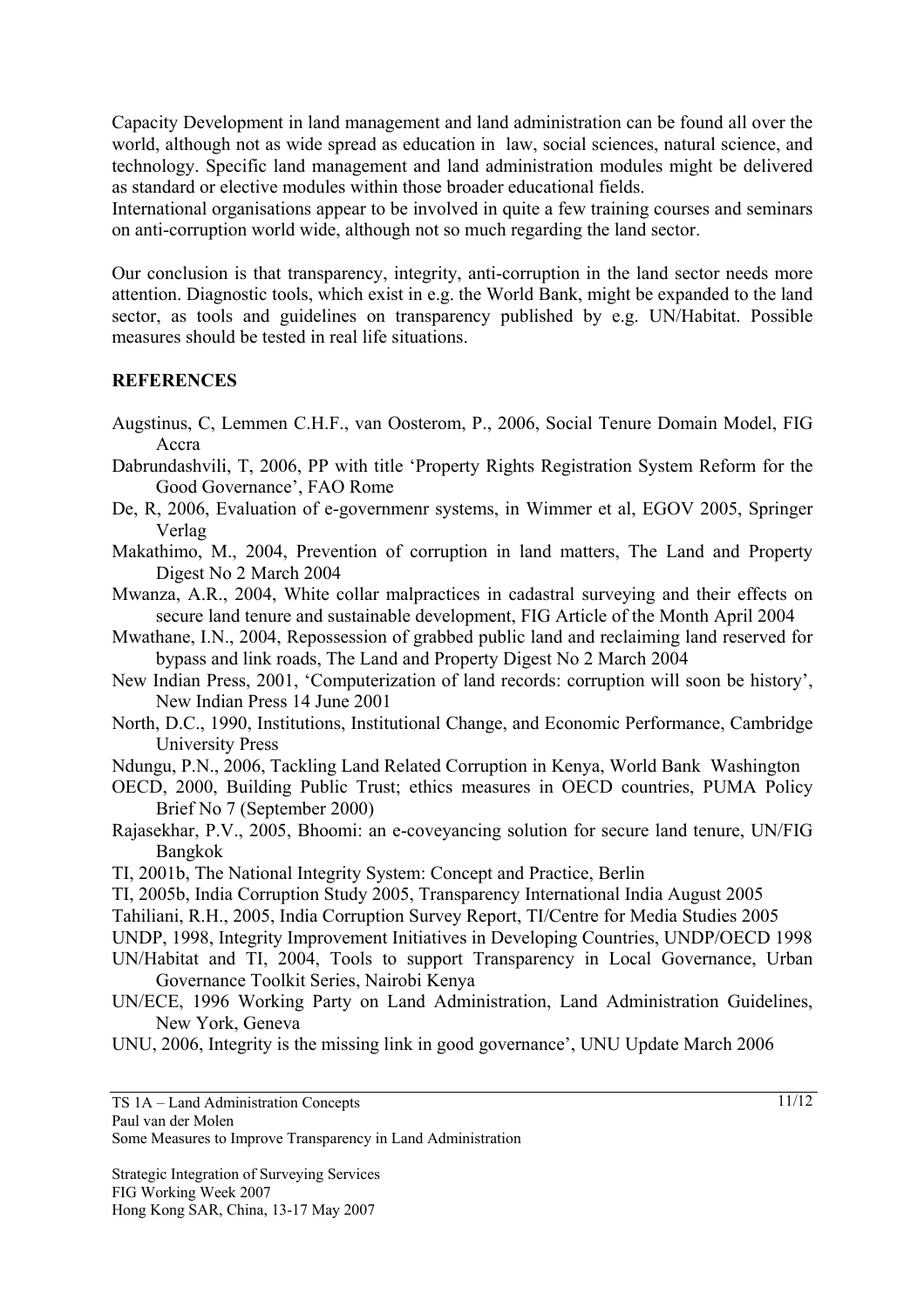Capacity Development in land management and land administration can be found all over the world, although not as wide spread as education in law, social sciences, natural science, and technology. Specific land management and land administration modules might be delivered as standard or elective modules within those broader educational fields.
International organisations appear to be involved in quite a few training courses and seminars on anti-corruption world wide, although not so much regarding the land sector.

Our conclusion is that transparency, integrity, anti-corruption in the land sector needs more attention. Diagnostic tools, which exist in e.g. the World Bank, might be expanded to the land sector, as tools and guidelines on transparency published by e.g. UN/Habitat. Possible measures should be tested in real life situations.

**REFERENCES**

Augstinus, C, Lemmen C.H.F., van Oosterom, P., 2006, Social Tenure Domain Model, FIG Accra

Dabrundashvili, T, 2006, PP with title 'Property Rights Registration System Reform for the Good Governance', FAO Rome

De, R, 2006, Evaluation of e-governmenr systems, in Wimmer et al, EGOV 2005, Springer Verlag

Makathimo, M., 2004, Prevention of corruption in land matters, The Land and Property Digest No 2 March 2004

Mwanza, A.R., 2004, White collar malpractices in cadastral surveying and their effects on secure land tenure and sustainable development, FIG Article of the Month April 2004

Mwathane, I.N., 2004, Repossession of grabbed public land and reclaiming land reserved for bypass and link roads, The Land and Property Digest No 2 March 2004

New Indian Press, 2001, 'Computerization of land records: corruption will soon be history', New Indian Press 14 June 2001

North, D.C., 1990, Institutions, Institutional Change, and Economic Performance, Cambridge University Press

Ndungu, P.N., 2006, Tackling Land Related Corruption in Kenya, World Bank Washington

OECD, 2000, Building Public Trust; ethics measures in OECD countries, PUMA Policy Brief No 7 (September 2000)

Rajasekhar, P.V., 2005, Bhoomi: an e-coveyancing solution for secure land tenure, UN/FIG Bangkok

TI, 2001b, The National Integrity System: Concept and Practice, Berlin

TI, 2005b, India Corruption Study 2005, Transparency International India August 2005

Tahiliani, R.H., 2005, India Corruption Survey Report, TI/Centre for Media Studies 2005

UNDP, 1998, Integrity Improvement Initiatives in Developing Countries, UNDP/OECD 1998

UN/Habitat and TI, 2004, Tools to support Transparency in Local Governance, Urban Governance Toolkit Series, Nairobi Kenya

UN/ECE, 1996 Working Party on Land Administration, Land Administration Guidelines, New York, Geneva

UNU, 2006, Integrity is the missing link in good governance', UNU Update March 2006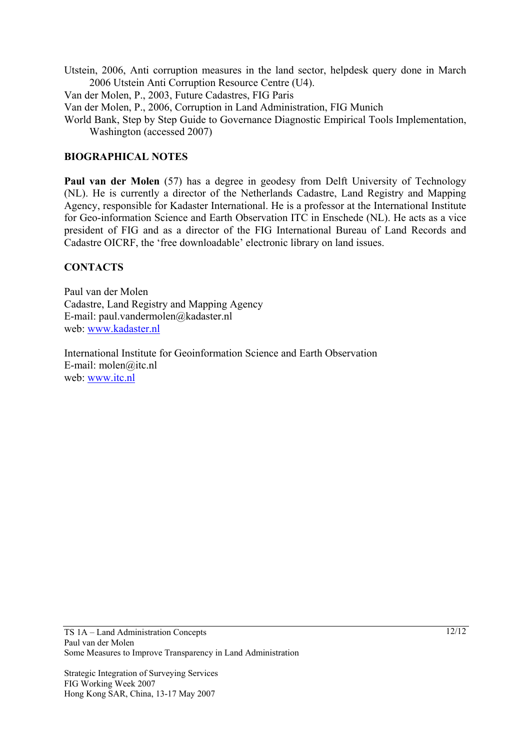Utstein, 2006, Anti corruption measures in the land sector, helpdesk query done in March 2006 Utstein Anti Corruption Resource Centre (U4).

Van der Molen, P., 2003, Future Cadastres, FIG Paris

Van der Molen, P., 2006, Corruption in Land Administration, FIG Munich

World Bank, Step by Step Guide to Governance Diagnostic Empirical Tools Implementation, Washington (accessed 2007)

## BIOGRAPHICAL NOTES

**Paul van der Molen** (57) has a degree in geodesy from Delft University of Technology (NL). He is currently a director of the Netherlands Cadastre, Land Registry and Mapping Agency, responsible for Kadaster International. He is a professor at the International Institute for Geo-information Science and Earth Observation ITC in Enschede (NL). He acts as a vice president of FIG and as a director of the FIG International Bureau of Land Records and Cadastre OICRF, the 'free downloadable' electronic library on land issues.

## CONTACTS

Paul van der Molen
Cadastre, Land Registry and Mapping Agency
E-mail: paul.vandermolen@kadaster.nl
web: www.kadaster.nl

International Institute for Geoinformation Science and Earth Observation
E-mail: molen@itc.nl
web: www.itc.nl